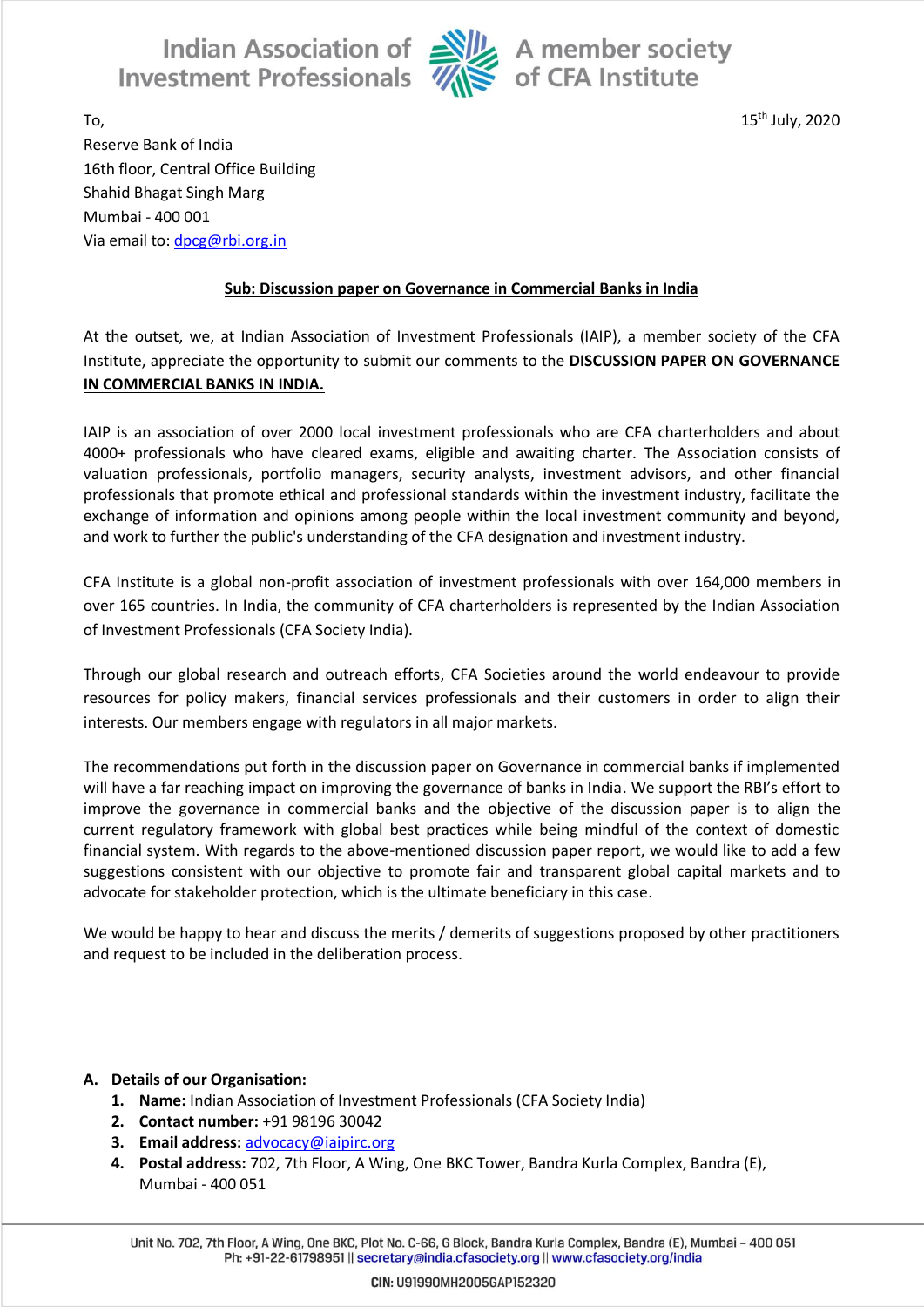Indian Association of Investment Professionals — A member society of CFA Institute

To,
Reserve Bank of India
16th floor, Central Office Building
Shahid Bhagat Singh Marg
Mumbai - 400 001
Via email to: dpcg@rbi.org.in

15th July, 2020

**Sub: Discussion paper on Governance in Commercial Banks in India**

At the outset, we, at Indian Association of Investment Professionals (IAIP), a member society of the CFA Institute, appreciate the opportunity to submit our comments to the **DISCUSSION PAPER ON GOVERNANCE IN COMMERCIAL BANKS IN INDIA.**

IAIP is an association of over 2000 local investment professionals who are CFA charterholders and about 4000+ professionals who have cleared exams, eligible and awaiting charter. The Association consists of valuation professionals, portfolio managers, security analysts, investment advisors, and other financial professionals that promote ethical and professional standards within the investment industry, facilitate the exchange of information and opinions among people within the local investment community and beyond, and work to further the public's understanding of the CFA designation and investment industry.

CFA Institute is a global non-profit association of investment professionals with over 164,000 members in over 165 countries. In India, the community of CFA charterholders is represented by the Indian Association of Investment Professionals (CFA Society India).

Through our global research and outreach efforts, CFA Societies around the world endeavour to provide resources for policy makers, financial services professionals and their customers in order to align their interests. Our members engage with regulators in all major markets.

The recommendations put forth in the discussion paper on Governance in commercial banks if implemented will have a far reaching impact on improving the governance of banks in India. We support the RBI's effort to improve the governance in commercial banks and the objective of the discussion paper is to align the current regulatory framework with global best practices while being mindful of the context of domestic financial system. With regards to the above-mentioned discussion paper report, we would like to add a few suggestions consistent with our objective to promote fair and transparent global capital markets and to advocate for stakeholder protection, which is the ultimate beneficiary in this case.

We would be happy to hear and discuss the merits / demerits of suggestions proposed by other practitioners and request to be included in the deliberation process.

**A. Details of our Organisation:**

1. **Name:** Indian Association of Investment Professionals (CFA Society India)
2. **Contact number:** +91 98196 30042
3. **Email address:** advocacy@iaipirc.org
4. **Postal address:** 702, 7th Floor, A Wing, One BKC Tower, Bandra Kurla Complex, Bandra (E), Mumbai - 400 051

Unit No. 702, 7th Floor, A Wing, One BKC, Plot No. C-66, G Block, Bandra Kurla Complex, Bandra (E), Mumbai – 400 051
Ph: +91-22-61798951 || secretary@india.cfasociety.org || www.cfasociety.org/india

CIN: U91990MH2005GAP152320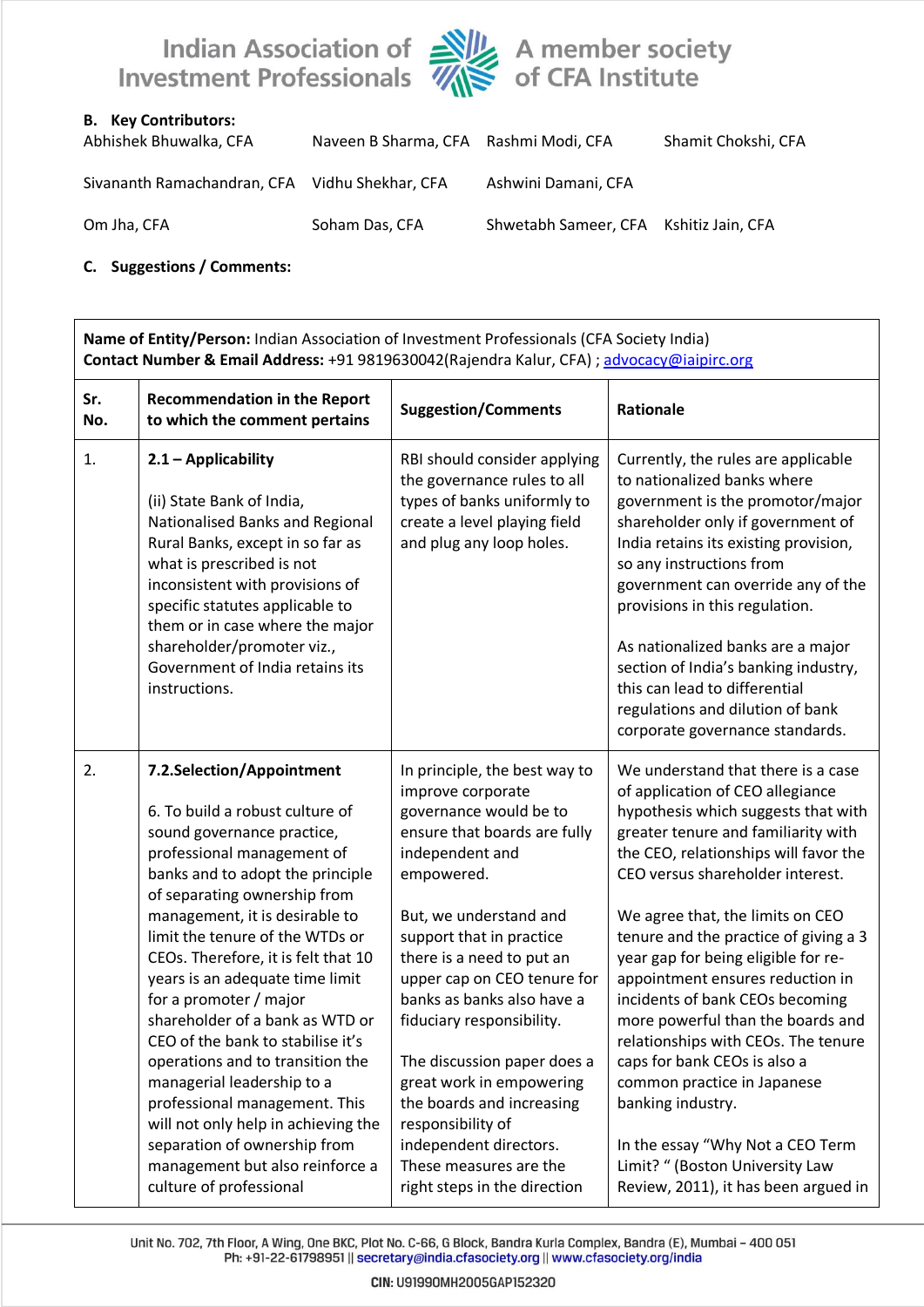**B. Key Contributors:**

| | | | |
|---|---|---|---|
| Abhishek Bhuwalka, CFA | Naveen B Sharma, CFA | Rashmi Modi, CFA | Shamit Chokshi, CFA |
| Sivananth Ramachandran, CFA | Vidhu Shekhar, CFA | Ashwini Damani, CFA | |
| Om Jha, CFA | Soham Das, CFA | Shwetabh Sameer, CFA | Kshitiz Jain, CFA |

**C. Suggestions / Comments:**

**Name of Entity/Person:** Indian Association of Investment Professionals (CFA Society India)
**Contact Number & Email Address:** +91 9819630042(Rajendra Kalur, CFA) ; advocacy@iaipirc.org

| Sr. No. | Recommendation in the Report to which the comment pertains | Suggestion/Comments | Rationale |
|---|---|---|---|
| 1. | **2.1 – Applicability**<br><br>(ii) State Bank of India, Nationalised Banks and Regional Rural Banks, except in so far as what is prescribed is not inconsistent with provisions of specific statutes applicable to them or in case where the major shareholder/promoter viz., Government of India retains its instructions. | RBI should consider applying the governance rules to all types of banks uniformly to create a level playing field and plug any loop holes. | Currently, the rules are applicable to nationalized banks where government is the promotor/major shareholder only if government of India retains its existing provision, so any instructions from government can override any of the provisions in this regulation.<br><br>As nationalized banks are a major section of India's banking industry, this can lead to differential regulations and dilution of bank corporate governance standards. |
| 2. | **7.2.Selection/Appointment**<br><br>6. To build a robust culture of sound governance practice, professional management of banks and to adopt the principle of separating ownership from management, it is desirable to limit the tenure of the WTDs or CEOs. Therefore, it is felt that 10 years is an adequate time limit for a promoter / major shareholder of a bank as WTD or CEO of the bank to stabilise it's operations and to transition the managerial leadership to a professional management. This will not only help in achieving the separation of ownership from management but also reinforce a culture of professional | In principle, the best way to improve corporate governance would be to ensure that boards are fully independent and empowered.<br><br>But, we understand and support that in practice there is a need to put an upper cap on CEO tenure for banks as banks also have a fiduciary responsibility.<br><br>The discussion paper does a great work in empowering the boards and increasing responsibility of independent directors. These measures are the right steps in the direction | We understand that there is a case of application of CEO allegiance hypothesis which suggests that with greater tenure and familiarity with the CEO, relationships will favor the CEO versus shareholder interest.<br><br>We agree that, the limits on CEO tenure and the practice of giving a 3 year gap for being eligible for re-appointment ensures reduction in incidents of bank CEOs becoming more powerful than the boards and relationships with CEOs. The tenure caps for bank CEOs is also a common practice in Japanese banking industry.<br><br>In the essay "Why Not a CEO Term Limit? " (Boston University Law Review, 2011), it has been argued in |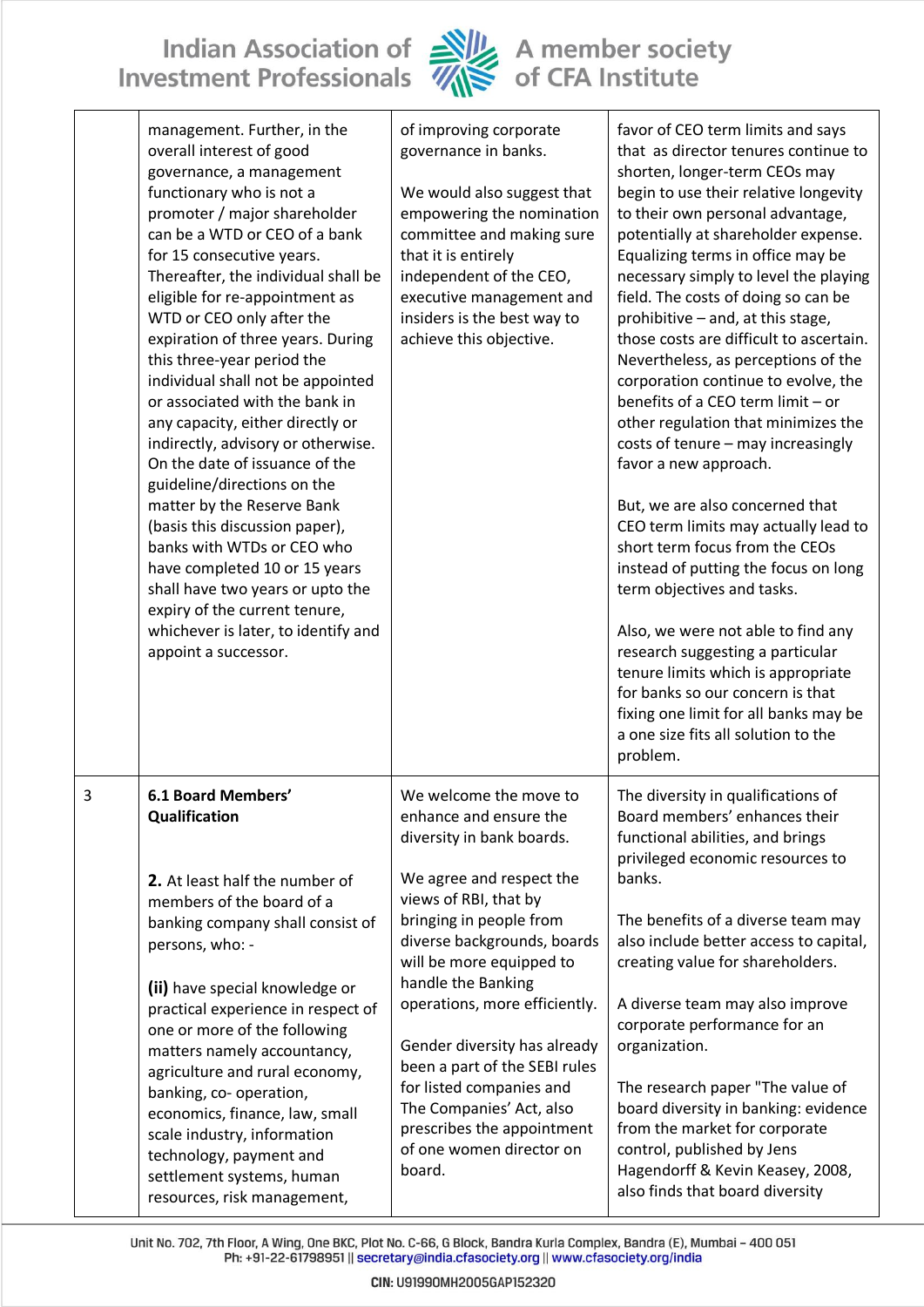| | | | |
|---|---|---|---|
| | management. Further, in the overall interest of good governance, a management functionary who is not a promoter / major shareholder can be a WTD or CEO of a bank for 15 consecutive years. Thereafter, the individual shall be eligible for re-appointment as WTD or CEO only after the expiration of three years. During this three-year period the individual shall not be appointed or associated with the bank in any capacity, either directly or indirectly, advisory or otherwise. On the date of issuance of the guideline/directions on the matter by the Reserve Bank (basis this discussion paper), banks with WTDs or CEO who have completed 10 or 15 years shall have two years or upto the expiry of the current tenure, whichever is later, to identify and appoint a successor. | of improving corporate governance in banks.<br><br>We would also suggest that empowering the nomination committee and making sure that it is entirely independent of the CEO, executive management and insiders is the best way to achieve this objective. | favor of CEO term limits and says that as director tenures continue to shorten, longer-term CEOs may begin to use their relative longevity to their own personal advantage, potentially at shareholder expense. Equalizing terms in office may be necessary simply to level the playing field. The costs of doing so can be prohibitive – and, at this stage, those costs are difficult to ascertain. Nevertheless, as perceptions of the corporation continue to evolve, the benefits of a CEO term limit – or other regulation that minimizes the costs of tenure – may increasingly favor a new approach.<br><br>But, we are also concerned that CEO term limits may actually lead to short term focus from the CEOs instead of putting the focus on long term objectives and tasks.<br><br>Also, we were not able to find any research suggesting a particular tenure limits which is appropriate for banks so our concern is that fixing one limit for all banks may be a one size fits all solution to the problem. |
| 3 | **6.1 Board Members' Qualification**<br><br>**2.** At least half the number of members of the board of a banking company shall consist of persons, who: -<br><br>**(ii)** have special knowledge or practical experience in respect of one or more of the following matters namely accountancy, agriculture and rural economy, banking, co- operation, economics, finance, law, small scale industry, information technology, payment and settlement systems, human resources, risk management, | We welcome the move to enhance and ensure the diversity in bank boards.<br><br>We agree and respect the views of RBI, that by bringing in people from diverse backgrounds, boards will be more equipped to handle the Banking operations, more efficiently.<br><br>Gender diversity has already been a part of the SEBI rules for listed companies and The Companies' Act, also prescribes the appointment of one women director on board. | The diversity in qualifications of Board members' enhances their functional abilities, and brings privileged economic resources to banks.<br><br>The benefits of a diverse team may also include better access to capital, creating value for shareholders.<br><br>A diverse team may also improve corporate performance for an organization.<br><br>The research paper "The value of board diversity in banking: evidence from the market for corporate control, published by Jens Hagendorff & Kevin Keasey, 2008, also finds that board diversity |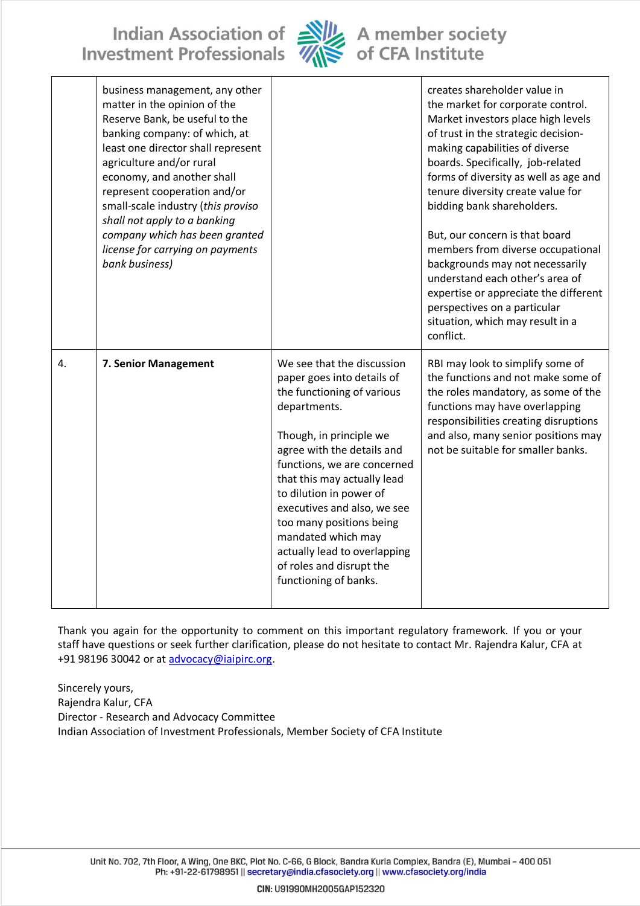| | | | |
|---|---|---|---|
| | business management, any other matter in the opinion of the Reserve Bank, be useful to the banking company: of which, at least one director shall represent agriculture and/or rural economy, and another shall represent cooperation and/or small-scale industry (*this proviso shall not apply to a banking company which has been granted license for carrying on payments bank business)* | | creates shareholder value in the market for corporate control. Market investors place high levels of trust in the strategic decision-making capabilities of diverse boards. Specifically, job-related forms of diversity as well as age and tenure diversity create value for bidding bank shareholders.<br><br>But, our concern is that board members from diverse occupational backgrounds may not necessarily understand each other's area of expertise or appreciate the different perspectives on a particular situation, which may result in a conflict. |
| 4. | **7. Senior Management** | We see that the discussion paper goes into details of the functioning of various departments.<br><br>Though, in principle we agree with the details and functions, we are concerned that this may actually lead to dilution in power of executives and also, we see too many positions being mandated which may actually lead to overlapping of roles and disrupt the functioning of banks. | RBI may look to simplify some of the functions and not make some of the roles mandatory, as some of the functions may have overlapping responsibilities creating disruptions and also, many senior positions may not be suitable for smaller banks. |

Thank you again for the opportunity to comment on this important regulatory framework. If you or your staff have questions or seek further clarification, please do not hesitate to contact Mr. Rajendra Kalur, CFA at +91 98196 30042 or at advocacy@iaipirc.org.

Sincerely yours,
Rajendra Kalur, CFA
Director - Research and Advocacy Committee
Indian Association of Investment Professionals, Member Society of CFA Institute